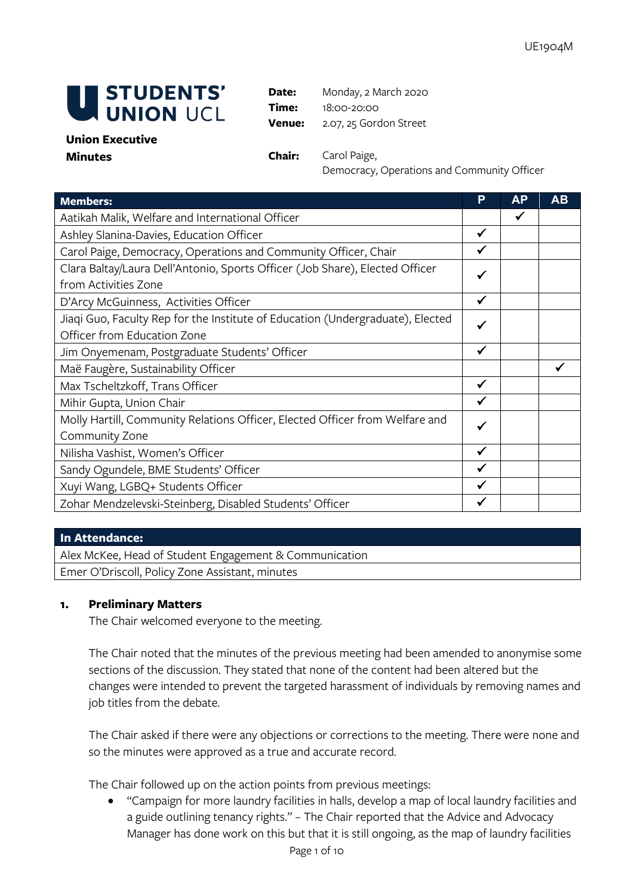UE1904M

# STUDENTS' UNION UCL

**Union Executive Minutes**

**Date:** Monday, 2 March 2020
**Time:** 18:00-20:00
**Venue:** 2.07, 25 Gordon Street

**Chair:** Carol Paige, Democracy, Operations and Community Officer

| Members: | P | AP | AB |
|---|---|---|---|
| Aatikah Malik, Welfare and International Officer | | ✓ | |
| Ashley Slanina-Davies, Education Officer | ✓ | | |
| Carol Paige, Democracy, Operations and Community Officer, Chair | ✓ | | |
| Clara Baltay/Laura Dell'Antonio, Sports Officer (Job Share), Elected Officer from Activities Zone | ✓ | | |
| D'Arcy McGuinness, Activities Officer | ✓ | | |
| Jiaqi Guo, Faculty Rep for the Institute of Education (Undergraduate), Elected Officer from Education Zone | ✓ | | |
| Jim Onyemenam, Postgraduate Students' Officer | ✓ | | |
| Maë Faugère, Sustainability Officer | | | ✓ |
| Max Tscheltzkoff, Trans Officer | ✓ | | |
| Mihir Gupta, Union Chair | ✓ | | |
| Molly Hartill, Community Relations Officer, Elected Officer from Welfare and Community Zone | ✓ | | |
| Nilisha Vashist, Women's Officer | ✓ | | |
| Sandy Ogundele, BME Students' Officer | ✓ | | |
| Xuyi Wang, LGBQ+ Students Officer | ✓ | | |
| Zohar Mendzelevski-Steinberg, Disabled Students' Officer | ✓ | | |

| In Attendance: |
|---|
| Alex McKee, Head of Student Engagement & Communication |
| Emer O'Driscoll, Policy Zone Assistant, minutes |

## 1. Preliminary Matters

The Chair welcomed everyone to the meeting.

The Chair noted that the minutes of the previous meeting had been amended to anonymise some sections of the discussion. They stated that none of the content had been altered but the changes were intended to prevent the targeted harassment of individuals by removing names and job titles from the debate.

The Chair asked if there were any objections or corrections to the meeting. There were none and so the minutes were approved as a true and accurate record.

The Chair followed up on the action points from previous meetings:

- "Campaign for more laundry facilities in halls, develop a map of local laundry facilities and a guide outlining tenancy rights." – The Chair reported that the Advice and Advocacy Manager has done work on this but that it is still ongoing, as the map of laundry facilities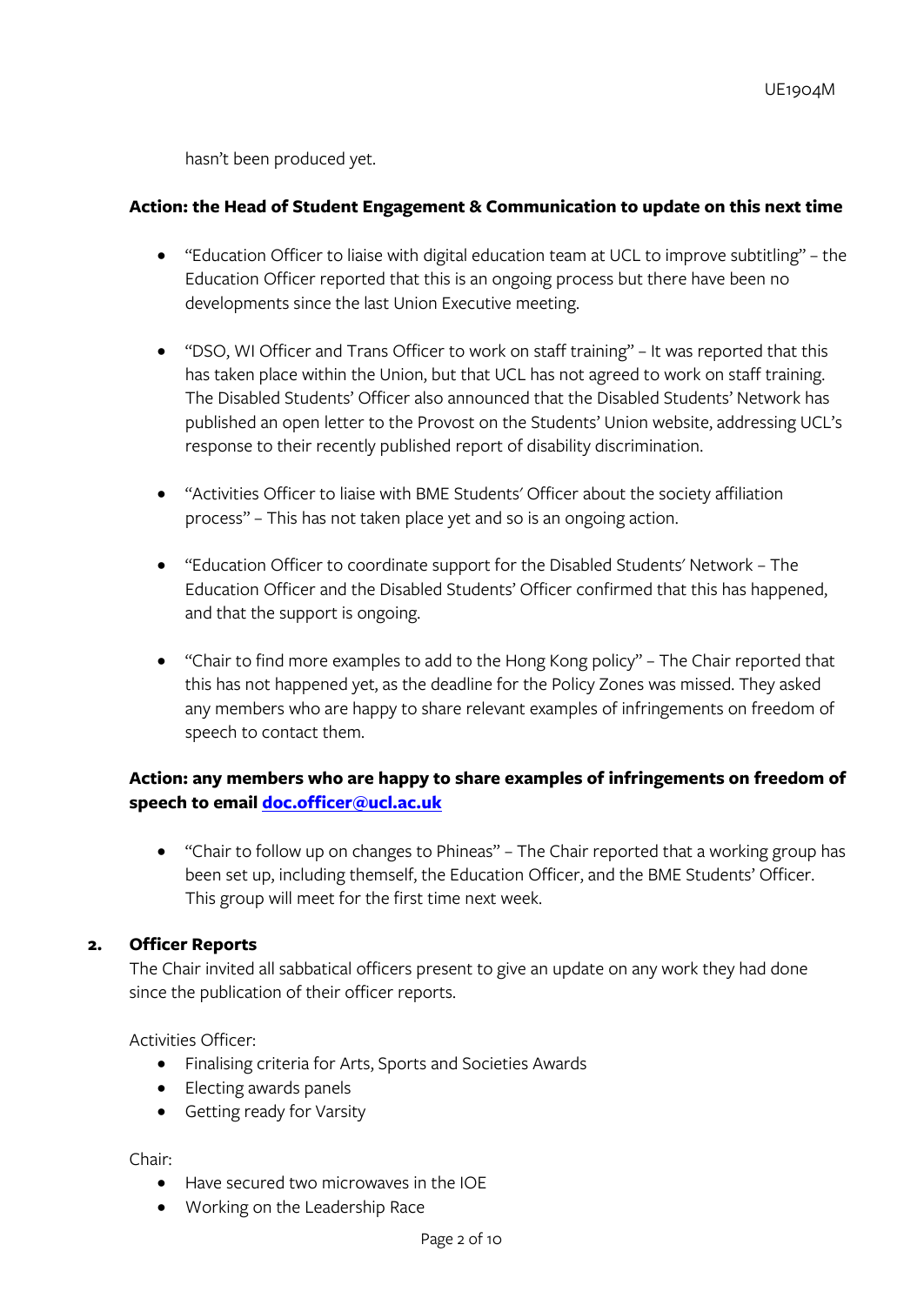hasn't been produced yet.

**Action: the Head of Student Engagement & Communication to update on this next time**

- "Education Officer to liaise with digital education team at UCL to improve subtitling" – the Education Officer reported that this is an ongoing process but there have been no developments since the last Union Executive meeting.

- "DSO, WI Officer and Trans Officer to work on staff training" – It was reported that this has taken place within the Union, but that UCL has not agreed to work on staff training. The Disabled Students' Officer also announced that the Disabled Students' Network has published an open letter to the Provost on the Students' Union website, addressing UCL's response to their recently published report of disability discrimination.

- "Activities Officer to liaise with BME Students' Officer about the society affiliation process" – This has not taken place yet and so is an ongoing action.

- "Education Officer to coordinate support for the Disabled Students' Network – The Education Officer and the Disabled Students' Officer confirmed that this has happened, and that the support is ongoing.

- "Chair to find more examples to add to the Hong Kong policy" – The Chair reported that this has not happened yet, as the deadline for the Policy Zones was missed. They asked any members who are happy to share relevant examples of infringements on freedom of speech to contact them.

**Action: any members who are happy to share examples of infringements on freedom of speech to email [doc.officer@ucl.ac.uk](mailto:doc.officer@ucl.ac.uk)**

- "Chair to follow up on changes to Phineas" – The Chair reported that a working group has been set up, including themself, the Education Officer, and the BME Students' Officer. This group will meet for the first time next week.

## 2. Officer Reports

The Chair invited all sabbatical officers present to give an update on any work they had done since the publication of their officer reports.

Activities Officer:

- Finalising criteria for Arts, Sports and Societies Awards
- Electing awards panels
- Getting ready for Varsity

Chair:

- Have secured two microwaves in the IOE
- Working on the Leadership Race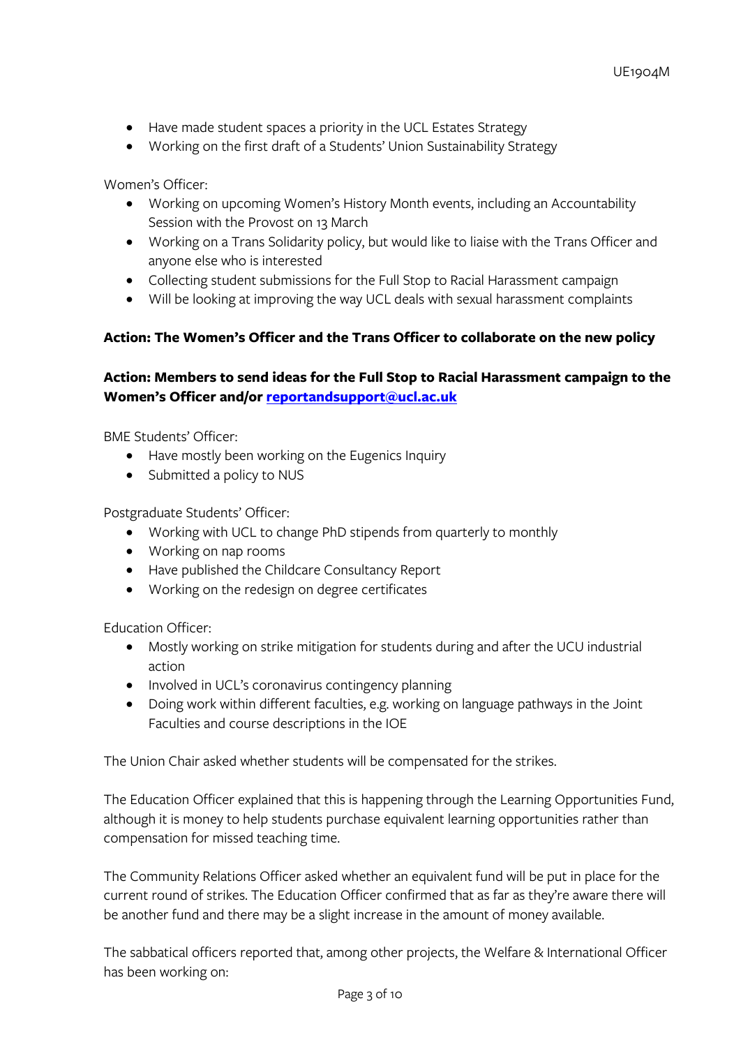- Have made student spaces a priority in the UCL Estates Strategy
- Working on the first draft of a Students' Union Sustainability Strategy

Women's Officer:

- Working on upcoming Women's History Month events, including an Accountability Session with the Provost on 13 March
- Working on a Trans Solidarity policy, but would like to liaise with the Trans Officer and anyone else who is interested
- Collecting student submissions for the Full Stop to Racial Harassment campaign
- Will be looking at improving the way UCL deals with sexual harassment complaints

**Action: The Women's Officer and the Trans Officer to collaborate on the new policy**

**Action: Members to send ideas for the Full Stop to Racial Harassment campaign to the Women's Officer and/or reportandsupport@ucl.ac.uk**

BME Students' Officer:

- Have mostly been working on the Eugenics Inquiry
- Submitted a policy to NUS

Postgraduate Students' Officer:

- Working with UCL to change PhD stipends from quarterly to monthly
- Working on nap rooms
- Have published the Childcare Consultancy Report
- Working on the redesign on degree certificates

Education Officer:

- Mostly working on strike mitigation for students during and after the UCU industrial action
- Involved in UCL's coronavirus contingency planning
- Doing work within different faculties, e.g. working on language pathways in the Joint Faculties and course descriptions in the IOE

The Union Chair asked whether students will be compensated for the strikes.

The Education Officer explained that this is happening through the Learning Opportunities Fund, although it is money to help students purchase equivalent learning opportunities rather than compensation for missed teaching time.

The Community Relations Officer asked whether an equivalent fund will be put in place for the current round of strikes. The Education Officer confirmed that as far as they're aware there will be another fund and there may be a slight increase in the amount of money available.

The sabbatical officers reported that, among other projects, the Welfare & International Officer has been working on: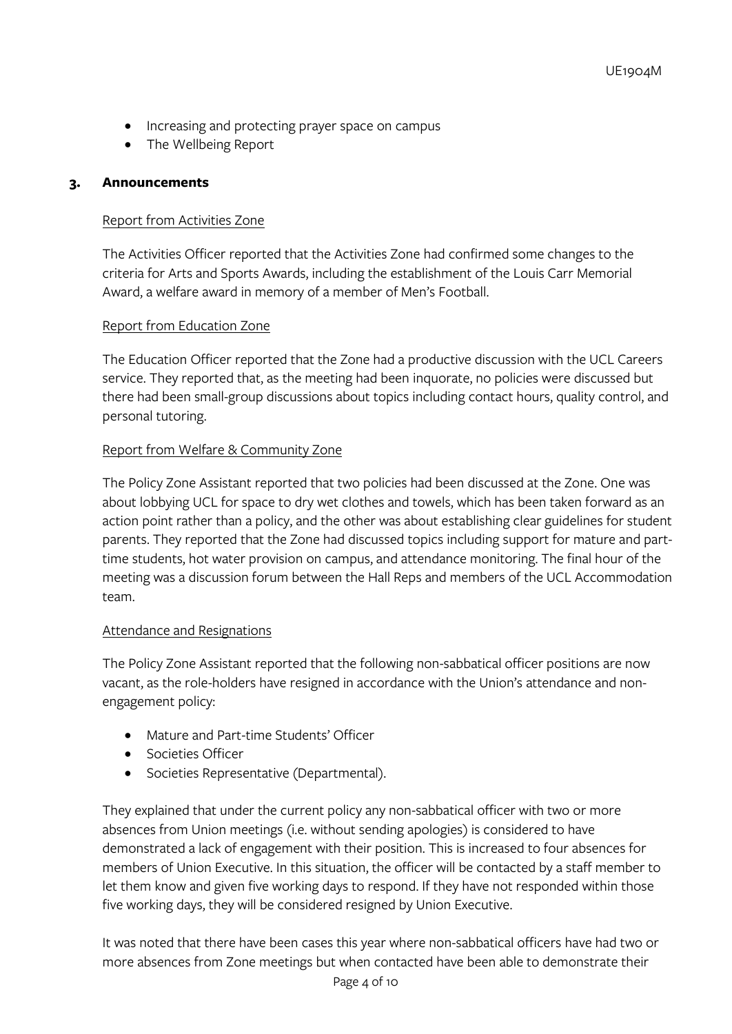- Increasing and protecting prayer space on campus
- The Wellbeing Report

## 3. Announcements

Report from Activities Zone

The Activities Officer reported that the Activities Zone had confirmed some changes to the criteria for Arts and Sports Awards, including the establishment of the Louis Carr Memorial Award, a welfare award in memory of a member of Men's Football.

Report from Education Zone

The Education Officer reported that the Zone had a productive discussion with the UCL Careers service. They reported that, as the meeting had been inquorate, no policies were discussed but there had been small-group discussions about topics including contact hours, quality control, and personal tutoring.

Report from Welfare & Community Zone

The Policy Zone Assistant reported that two policies had been discussed at the Zone. One was about lobbying UCL for space to dry wet clothes and towels, which has been taken forward as an action point rather than a policy, and the other was about establishing clear guidelines for student parents. They reported that the Zone had discussed topics including support for mature and part-time students, hot water provision on campus, and attendance monitoring. The final hour of the meeting was a discussion forum between the Hall Reps and members of the UCL Accommodation team.

Attendance and Resignations

The Policy Zone Assistant reported that the following non-sabbatical officer positions are now vacant, as the role-holders have resigned in accordance with the Union's attendance and non-engagement policy:

- Mature and Part-time Students' Officer
- Societies Officer
- Societies Representative (Departmental).

They explained that under the current policy any non-sabbatical officer with two or more absences from Union meetings (i.e. without sending apologies) is considered to have demonstrated a lack of engagement with their position. This is increased to four absences for members of Union Executive. In this situation, the officer will be contacted by a staff member to let them know and given five working days to respond. If they have not responded within those five working days, they will be considered resigned by Union Executive.

It was noted that there have been cases this year where non-sabbatical officers have had two or more absences from Zone meetings but when contacted have been able to demonstrate their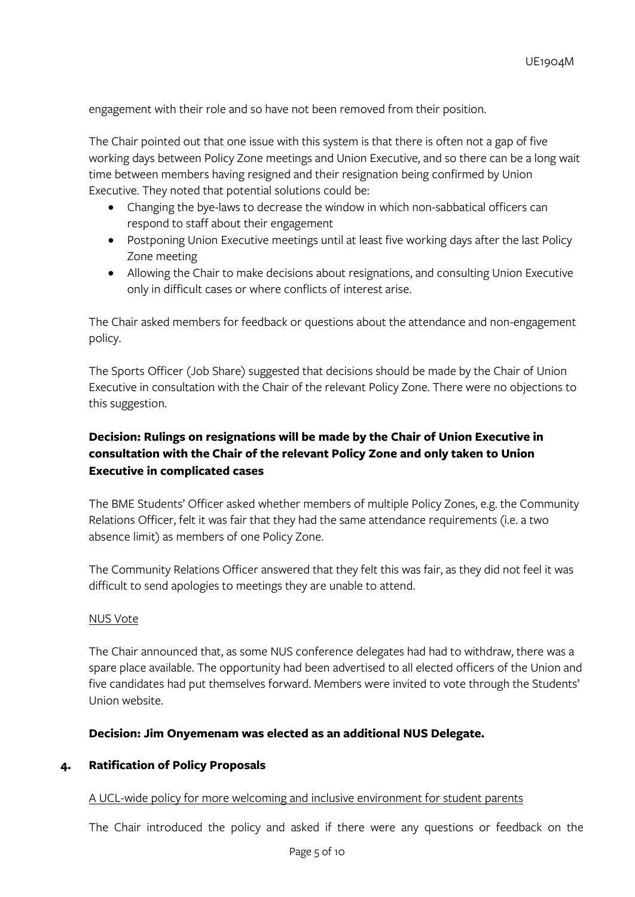engagement with their role and so have not been removed from their position.

The Chair pointed out that one issue with this system is that there is often not a gap of five working days between Policy Zone meetings and Union Executive, and so there can be a long wait time between members having resigned and their resignation being confirmed by Union Executive. They noted that potential solutions could be:

- Changing the bye-laws to decrease the window in which non-sabbatical officers can respond to staff about their engagement
- Postponing Union Executive meetings until at least five working days after the last Policy Zone meeting
- Allowing the Chair to make decisions about resignations, and consulting Union Executive only in difficult cases or where conflicts of interest arise.

The Chair asked members for feedback or questions about the attendance and non-engagement policy.

The Sports Officer (Job Share) suggested that decisions should be made by the Chair of Union Executive in consultation with the Chair of the relevant Policy Zone. There were no objections to this suggestion.

**Decision: Rulings on resignations will be made by the Chair of Union Executive in consultation with the Chair of the relevant Policy Zone and only taken to Union Executive in complicated cases**

The BME Students' Officer asked whether members of multiple Policy Zones, e.g. the Community Relations Officer, felt it was fair that they had the same attendance requirements (i.e. a two absence limit) as members of one Policy Zone.

The Community Relations Officer answered that they felt this was fair, as they did not feel it was difficult to send apologies to meetings they are unable to attend.

NUS Vote

The Chair announced that, as some NUS conference delegates had had to withdraw, there was a spare place available. The opportunity had been advertised to all elected officers of the Union and five candidates had put themselves forward. Members were invited to vote through the Students' Union website.

**Decision: Jim Onyemenam was elected as an additional NUS Delegate.**

## 4. Ratification of Policy Proposals

A UCL-wide policy for more welcoming and inclusive environment for student parents

The Chair introduced the policy and asked if there were any questions or feedback on the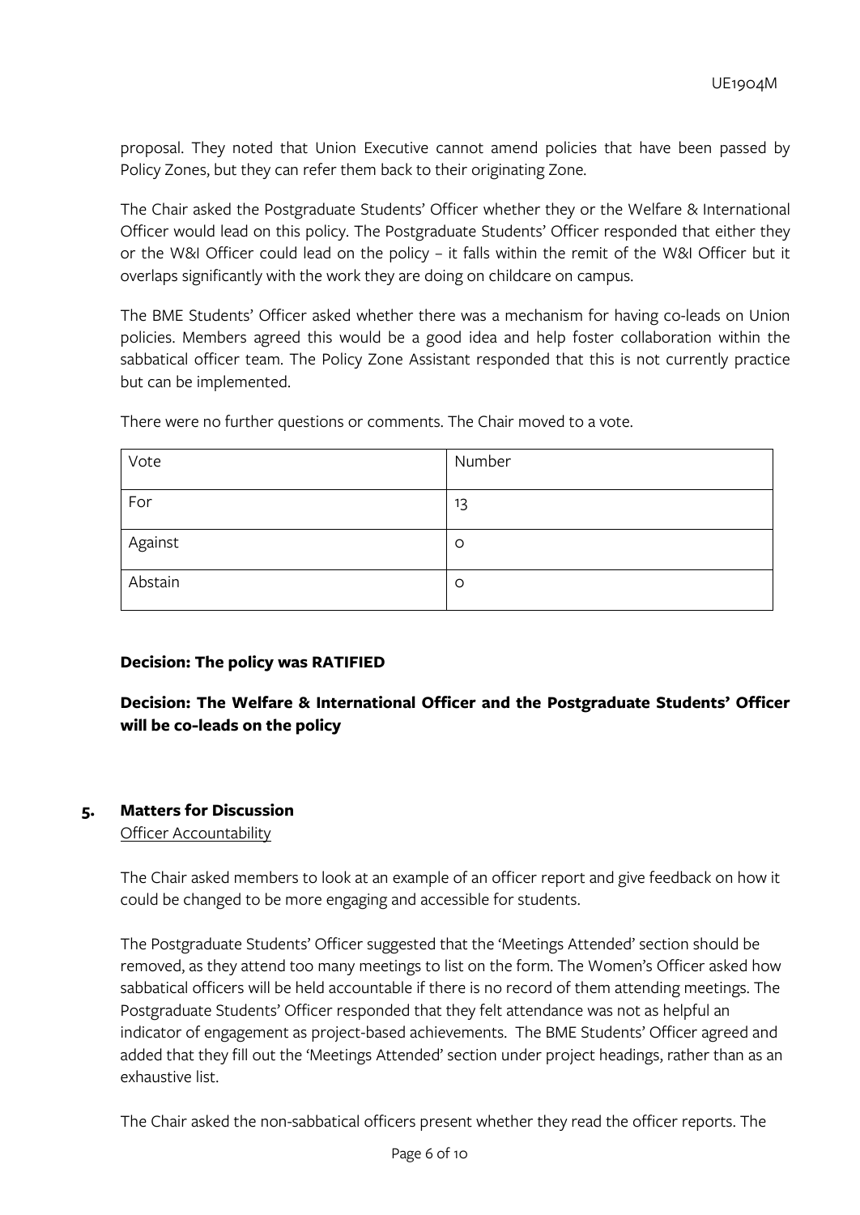proposal. They noted that Union Executive cannot amend policies that have been passed by Policy Zones, but they can refer them back to their originating Zone.

The Chair asked the Postgraduate Students' Officer whether they or the Welfare & International Officer would lead on this policy. The Postgraduate Students' Officer responded that either they or the W&I Officer could lead on the policy – it falls within the remit of the W&I Officer but it overlaps significantly with the work they are doing on childcare on campus.

The BME Students' Officer asked whether there was a mechanism for having co-leads on Union policies. Members agreed this would be a good idea and help foster collaboration within the sabbatical officer team. The Policy Zone Assistant responded that this is not currently practice but can be implemented.

There were no further questions or comments. The Chair moved to a vote.

| Vote | Number |
|---|---|
| For | 13 |
| Against | 0 |
| Abstain | 0 |

**Decision: The policy was RATIFIED**

**Decision: The Welfare & International Officer and the Postgraduate Students' Officer will be co-leads on the policy**

## 5. Matters for Discussion

Officer Accountability

The Chair asked members to look at an example of an officer report and give feedback on how it could be changed to be more engaging and accessible for students.

The Postgraduate Students' Officer suggested that the 'Meetings Attended' section should be removed, as they attend too many meetings to list on the form. The Women's Officer asked how sabbatical officers will be held accountable if there is no record of them attending meetings. The Postgraduate Students' Officer responded that they felt attendance was not as helpful an indicator of engagement as project-based achievements. The BME Students' Officer agreed and added that they fill out the 'Meetings Attended' section under project headings, rather than as an exhaustive list.

The Chair asked the non-sabbatical officers present whether they read the officer reports. The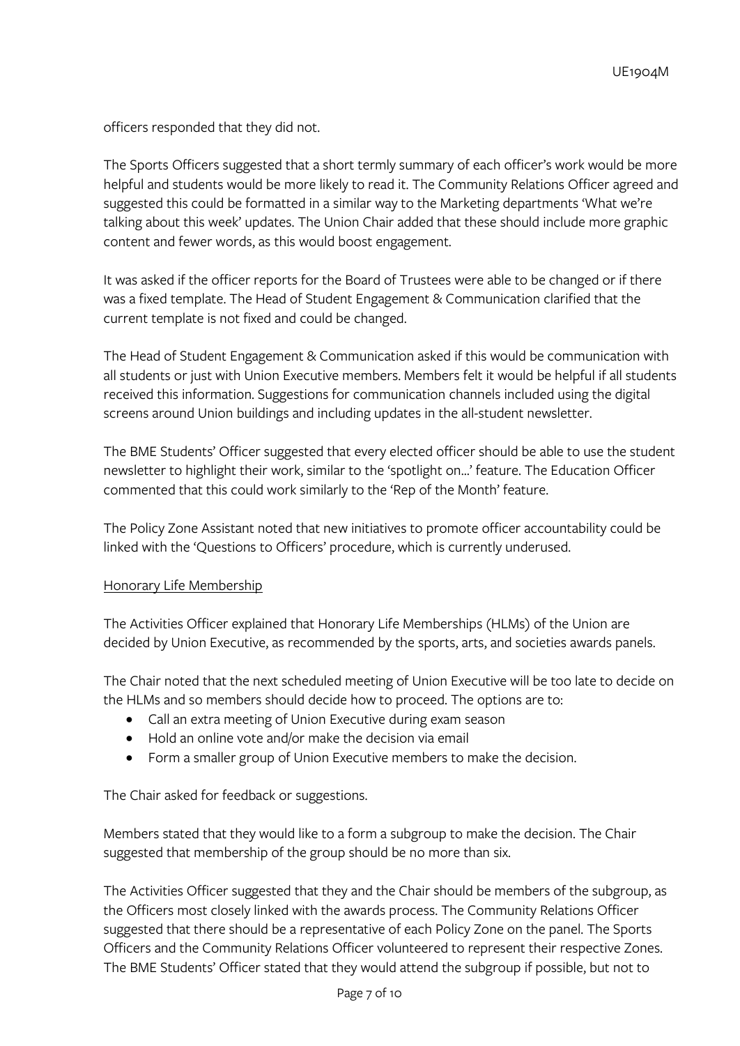officers responded that they did not.

The Sports Officers suggested that a short termly summary of each officer's work would be more helpful and students would be more likely to read it. The Community Relations Officer agreed and suggested this could be formatted in a similar way to the Marketing departments 'What we're talking about this week' updates. The Union Chair added that these should include more graphic content and fewer words, as this would boost engagement.

It was asked if the officer reports for the Board of Trustees were able to be changed or if there was a fixed template. The Head of Student Engagement & Communication clarified that the current template is not fixed and could be changed.

The Head of Student Engagement & Communication asked if this would be communication with all students or just with Union Executive members. Members felt it would be helpful if all students received this information. Suggestions for communication channels included using the digital screens around Union buildings and including updates in the all-student newsletter.

The BME Students' Officer suggested that every elected officer should be able to use the student newsletter to highlight their work, similar to the 'spotlight on…' feature. The Education Officer commented that this could work similarly to the 'Rep of the Month' feature.

The Policy Zone Assistant noted that new initiatives to promote officer accountability could be linked with the 'Questions to Officers' procedure, which is currently underused.

<u>Honorary Life Membership</u>

The Activities Officer explained that Honorary Life Memberships (HLMs) of the Union are decided by Union Executive, as recommended by the sports, arts, and societies awards panels.

The Chair noted that the next scheduled meeting of Union Executive will be too late to decide on the HLMs and so members should decide how to proceed. The options are to:

- Call an extra meeting of Union Executive during exam season
- Hold an online vote and/or make the decision via email
- Form a smaller group of Union Executive members to make the decision.

The Chair asked for feedback or suggestions.

Members stated that they would like to a form a subgroup to make the decision. The Chair suggested that membership of the group should be no more than six.

The Activities Officer suggested that they and the Chair should be members of the subgroup, as the Officers most closely linked with the awards process. The Community Relations Officer suggested that there should be a representative of each Policy Zone on the panel. The Sports Officers and the Community Relations Officer volunteered to represent their respective Zones. The BME Students' Officer stated that they would attend the subgroup if possible, but not to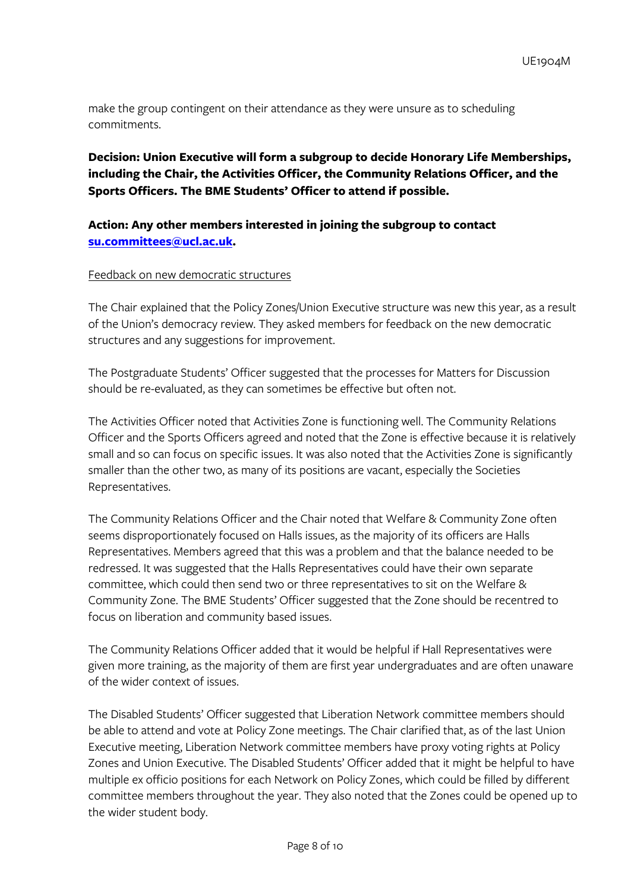make the group contingent on their attendance as they were unsure as to scheduling commitments.

**Decision: Union Executive will form a subgroup to decide Honorary Life Memberships, including the Chair, the Activities Officer, the Community Relations Officer, and the Sports Officers. The BME Students' Officer to attend if possible.**

**Action: Any other members interested in joining the subgroup to contact [su.committees@ucl.ac.uk](mailto:su.committees@ucl.ac.uk).**

<u>Feedback on new democratic structures</u>

The Chair explained that the Policy Zones/Union Executive structure was new this year, as a result of the Union's democracy review. They asked members for feedback on the new democratic structures and any suggestions for improvement.

The Postgraduate Students' Officer suggested that the processes for Matters for Discussion should be re-evaluated, as they can sometimes be effective but often not.

The Activities Officer noted that Activities Zone is functioning well. The Community Relations Officer and the Sports Officers agreed and noted that the Zone is effective because it is relatively small and so can focus on specific issues. It was also noted that the Activities Zone is significantly smaller than the other two, as many of its positions are vacant, especially the Societies Representatives.

The Community Relations Officer and the Chair noted that Welfare & Community Zone often seems disproportionately focused on Halls issues, as the majority of its officers are Halls Representatives. Members agreed that this was a problem and that the balance needed to be redressed. It was suggested that the Halls Representatives could have their own separate committee, which could then send two or three representatives to sit on the Welfare & Community Zone. The BME Students' Officer suggested that the Zone should be recentred to focus on liberation and community based issues.

The Community Relations Officer added that it would be helpful if Hall Representatives were given more training, as the majority of them are first year undergraduates and are often unaware of the wider context of issues.

The Disabled Students' Officer suggested that Liberation Network committee members should be able to attend and vote at Policy Zone meetings. The Chair clarified that, as of the last Union Executive meeting, Liberation Network committee members have proxy voting rights at Policy Zones and Union Executive. The Disabled Students' Officer added that it might be helpful to have multiple ex officio positions for each Network on Policy Zones, which could be filled by different committee members throughout the year. They also noted that the Zones could be opened up to the wider student body.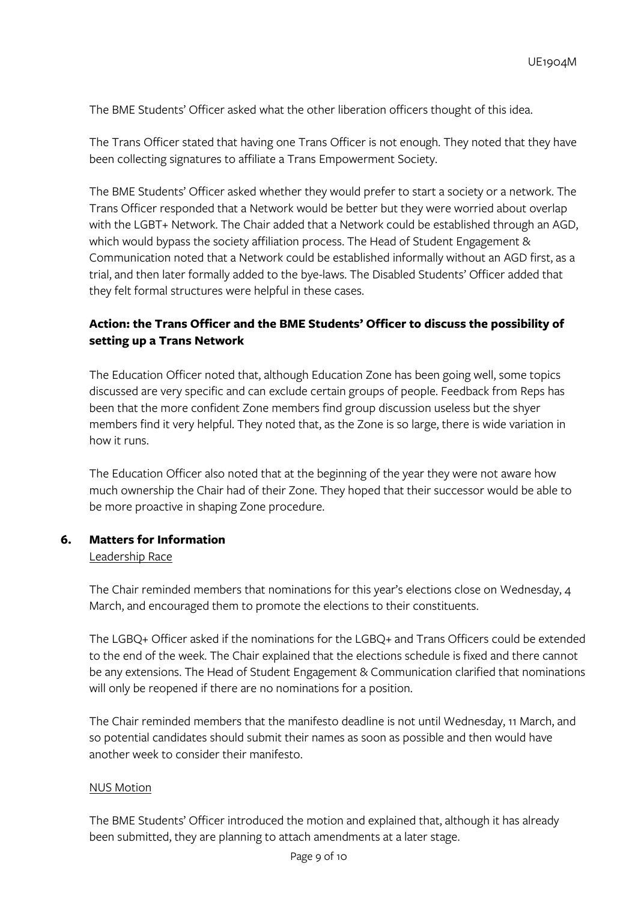The BME Students' Officer asked what the other liberation officers thought of this idea.

The Trans Officer stated that having one Trans Officer is not enough. They noted that they have been collecting signatures to affiliate a Trans Empowerment Society.

The BME Students' Officer asked whether they would prefer to start a society or a network. The Trans Officer responded that a Network would be better but they were worried about overlap with the LGBT+ Network. The Chair added that a Network could be established through an AGD, which would bypass the society affiliation process. The Head of Student Engagement & Communication noted that a Network could be established informally without an AGD first, as a trial, and then later formally added to the bye-laws. The Disabled Students' Officer added that they felt formal structures were helpful in these cases.

**Action: the Trans Officer and the BME Students' Officer to discuss the possibility of setting up a Trans Network**

The Education Officer noted that, although Education Zone has been going well, some topics discussed are very specific and can exclude certain groups of people. Feedback from Reps has been that the more confident Zone members find group discussion useless but the shyer members find it very helpful. They noted that, as the Zone is so large, there is wide variation in how it runs.

The Education Officer also noted that at the beginning of the year they were not aware how much ownership the Chair had of their Zone. They hoped that their successor would be able to be more proactive in shaping Zone procedure.

## 6. Matters for Information

Leadership Race

The Chair reminded members that nominations for this year's elections close on Wednesday, 4 March, and encouraged them to promote the elections to their constituents.

The LGBQ+ Officer asked if the nominations for the LGBQ+ and Trans Officers could be extended to the end of the week. The Chair explained that the elections schedule is fixed and there cannot be any extensions. The Head of Student Engagement & Communication clarified that nominations will only be reopened if there are no nominations for a position.

The Chair reminded members that the manifesto deadline is not until Wednesday, 11 March, and so potential candidates should submit their names as soon as possible and then would have another week to consider their manifesto.

NUS Motion

The BME Students' Officer introduced the motion and explained that, although it has already been submitted, they are planning to attach amendments at a later stage.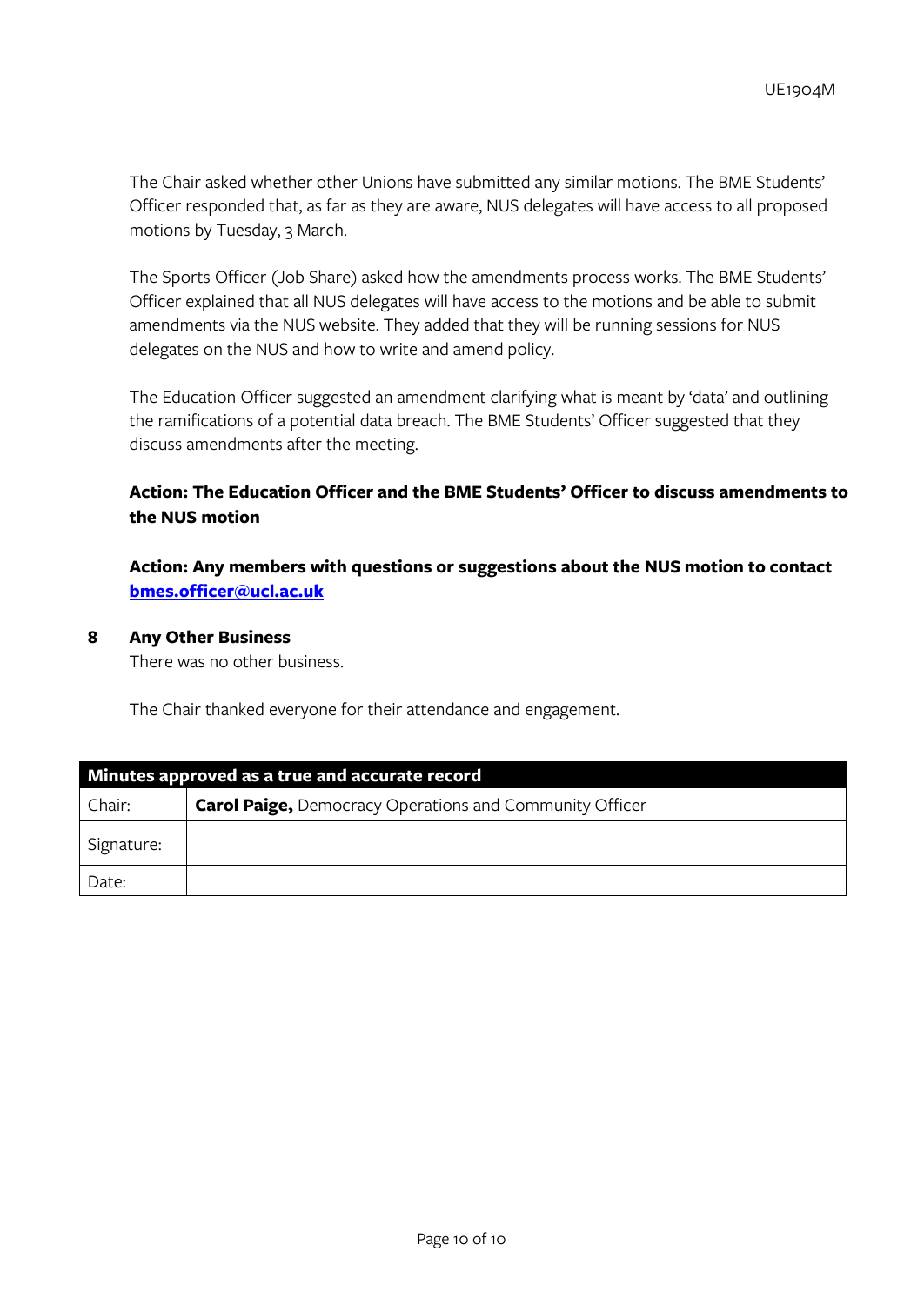The Chair asked whether other Unions have submitted any similar motions. The BME Students' Officer responded that, as far as they are aware, NUS delegates will have access to all proposed motions by Tuesday, 3 March.

The Sports Officer (Job Share) asked how the amendments process works. The BME Students' Officer explained that all NUS delegates will have access to the motions and be able to submit amendments via the NUS website. They added that they will be running sessions for NUS delegates on the NUS and how to write and amend policy.

The Education Officer suggested an amendment clarifying what is meant by 'data' and outlining the ramifications of a potential data breach. The BME Students' Officer suggested that they discuss amendments after the meeting.

**Action: The Education Officer and the BME Students' Officer to discuss amendments to the NUS motion**

**Action: Any members with questions or suggestions about the NUS motion to contact bmes.officer@ucl.ac.uk**

## 8 Any Other Business

There was no other business.

The Chair thanked everyone for their attendance and engagement.

| **Minutes approved as a true and accurate record** | |
|---|---|
| Chair: | **Carol Paige,** Democracy Operations and Community Officer |
| Signature: | |
| Date: | |